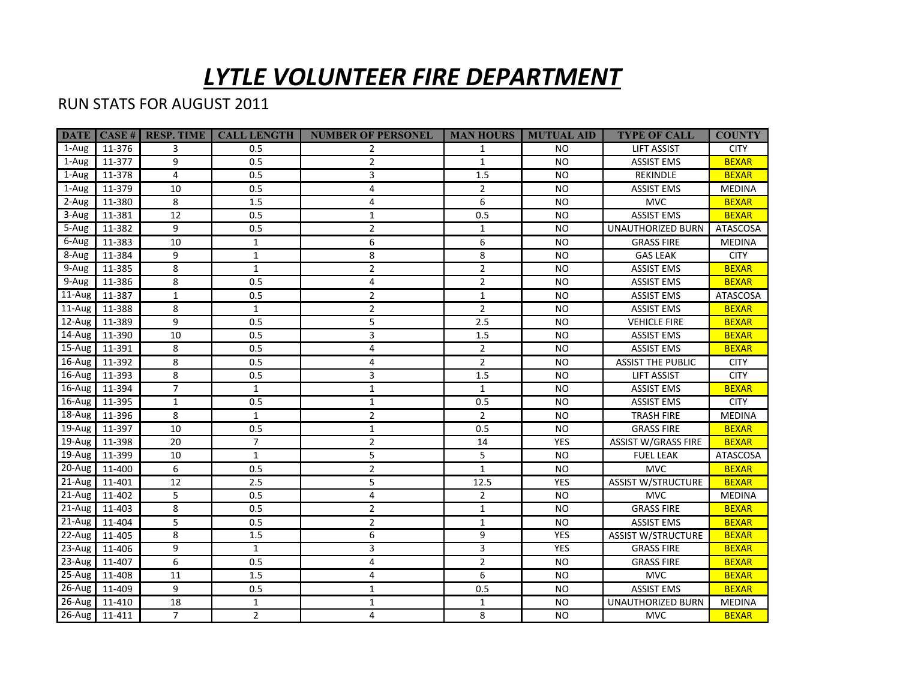# ***LYTLE VOLUNTEER FIRE DEPARTMENT***

RUN STATS FOR AUGUST 2011

| DATE | CASE # | RESP. TIME | CALL LENGTH | NUMBER OF PERSONEL | MAN HOURS | MUTUAL AID | TYPE OF CALL | COUNTY |
|---|---|---|---|---|---|---|---|---|
| 1-Aug | 11-376 | 3 | 0.5 | 2 | 1 | NO | LIFT ASSIST | CITY |
| 1-Aug | 11-377 | 9 | 0.5 | 2 | 1 | NO | ASSIST EMS | BEXAR |
| 1-Aug | 11-378 | 4 | 0.5 | 3 | 1.5 | NO | REKINDLE | BEXAR |
| 1-Aug | 11-379 | 10 | 0.5 | 4 | 2 | NO | ASSIST EMS | MEDINA |
| 2-Aug | 11-380 | 8 | 1.5 | 4 | 6 | NO | MVC | BEXAR |
| 3-Aug | 11-381 | 12 | 0.5 | 1 | 0.5 | NO | ASSIST EMS | BEXAR |
| 5-Aug | 11-382 | 9 | 0.5 | 2 | 1 | NO | UNAUTHORIZED BURN | ATASCOSA |
| 6-Aug | 11-383 | 10 | 1 | 6 | 6 | NO | GRASS FIRE | MEDINA |
| 8-Aug | 11-384 | 9 | 1 | 8 | 8 | NO | GAS LEAK | CITY |
| 9-Aug | 11-385 | 8 | 1 | 2 | 2 | NO | ASSIST EMS | BEXAR |
| 9-Aug | 11-386 | 8 | 0.5 | 4 | 2 | NO | ASSIST EMS | BEXAR |
| 11-Aug | 11-387 | 1 | 0.5 | 2 | 1 | NO | ASSIST EMS | ATASCOSA |
| 11-Aug | 11-388 | 8 | 1 | 2 | 2 | NO | ASSIST EMS | BEXAR |
| 12-Aug | 11-389 | 9 | 0.5 | 5 | 2.5 | NO | VEHICLE FIRE | BEXAR |
| 14-Aug | 11-390 | 10 | 0.5 | 3 | 1.5 | NO | ASSIST EMS | BEXAR |
| 15-Aug | 11-391 | 8 | 0.5 | 4 | 2 | NO | ASSIST EMS | BEXAR |
| 16-Aug | 11-392 | 8 | 0.5 | 4 | 2 | NO | ASSIST THE PUBLIC | CITY |
| 16-Aug | 11-393 | 8 | 0.5 | 3 | 1.5 | NO | LIFT ASSIST | CITY |
| 16-Aug | 11-394 | 7 | 1 | 1 | 1 | NO | ASSIST EMS | BEXAR |
| 16-Aug | 11-395 | 1 | 0.5 | 1 | 0.5 | NO | ASSIST EMS | CITY |
| 18-Aug | 11-396 | 8 | 1 | 2 | 2 | NO | TRASH FIRE | MEDINA |
| 19-Aug | 11-397 | 10 | 0.5 | 1 | 0.5 | NO | GRASS FIRE | BEXAR |
| 19-Aug | 11-398 | 20 | 7 | 2 | 14 | YES | ASSIST W/GRASS FIRE | BEXAR |
| 19-Aug | 11-399 | 10 | 1 | 5 | 5 | NO | FUEL LEAK | ATASCOSA |
| 20-Aug | 11-400 | 6 | 0.5 | 2 | 1 | NO | MVC | BEXAR |
| 21-Aug | 11-401 | 12 | 2.5 | 5 | 12.5 | YES | ASSIST W/STRUCTURE | BEXAR |
| 21-Aug | 11-402 | 5 | 0.5 | 4 | 2 | NO | MVC | MEDINA |
| 21-Aug | 11-403 | 8 | 0.5 | 2 | 1 | NO | GRASS FIRE | BEXAR |
| 21-Aug | 11-404 | 5 | 0.5 | 2 | 1 | NO | ASSIST EMS | BEXAR |
| 22-Aug | 11-405 | 8 | 1.5 | 6 | 9 | YES | ASSIST W/STRUCTURE | BEXAR |
| 23-Aug | 11-406 | 9 | 1 | 3 | 3 | YES | GRASS FIRE | BEXAR |
| 23-Aug | 11-407 | 6 | 0.5 | 4 | 2 | NO | GRASS FIRE | BEXAR |
| 25-Aug | 11-408 | 11 | 1.5 | 4 | 6 | NO | MVC | BEXAR |
| 26-Aug | 11-409 | 9 | 0.5 | 1 | 0.5 | NO | ASSIST EMS | BEXAR |
| 26-Aug | 11-410 | 18 | 1 | 1 | 1 | NO | UNAUTHORIZED BURN | MEDINA |
| 26-Aug | 11-411 | 7 | 2 | 4 | 8 | NO | MVC | BEXAR |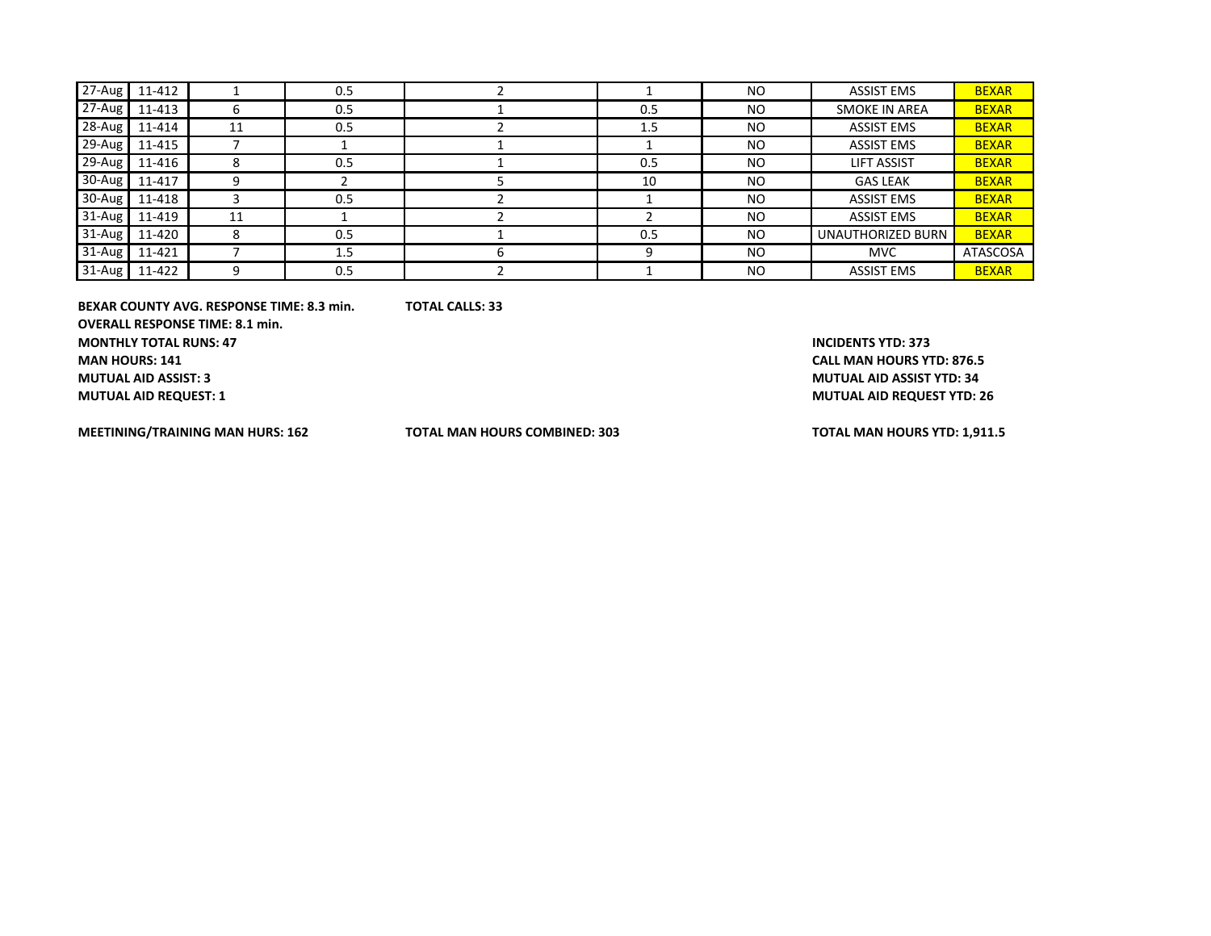| | | | | | | | | |
|---|---|---|---|---|---|---|---|---|
| 27-Aug | 11-412 | 1 | 0.5 | 2 | 1 | NO | ASSIST EMS | BEXAR |
| 27-Aug | 11-413 | 6 | 0.5 | 1 | 0.5 | NO | SMOKE IN AREA | BEXAR |
| 28-Aug | 11-414 | 11 | 0.5 | 2 | 1.5 | NO | ASSIST EMS | BEXAR |
| 29-Aug | 11-415 | 7 | 1 | 1 | 1 | NO | ASSIST EMS | BEXAR |
| 29-Aug | 11-416 | 8 | 0.5 | 1 | 0.5 | NO | LIFT ASSIST | BEXAR |
| 30-Aug | 11-417 | 9 | 2 | 5 | 10 | NO | GAS LEAK | BEXAR |
| 30-Aug | 11-418 | 3 | 0.5 | 2 | 1 | NO | ASSIST EMS | BEXAR |
| 31-Aug | 11-419 | 11 | 1 | 2 | 2 | NO | ASSIST EMS | BEXAR |
| 31-Aug | 11-420 | 8 | 0.5 | 1 | 0.5 | NO | UNAUTHORIZED BURN | BEXAR |
| 31-Aug | 11-421 | 7 | 1.5 | 6 | 9 | NO | MVC | ATASCOSA |
| 31-Aug | 11-422 | 9 | 0.5 | 2 | 1 | NO | ASSIST EMS | BEXAR |

**BEXAR COUNTY AVG. RESPONSE TIME: 8.3 min.**

**TOTAL CALLS: 33**

**OVERALL RESPONSE TIME: 8.1 min.**

**MONTHLY TOTAL RUNS: 47**

**MAN HOURS: 141**

**MUTUAL AID ASSIST: 3**

**MUTUAL AID REQUEST: 1**

**INCIDENTS YTD: 373**

**CALL MAN HOURS YTD: 876.5**

**MUTUAL AID ASSIST YTD: 34**

**MUTUAL AID REQUEST YTD: 26**

**MEETINING/TRAINING MAN HURS: 162**

**TOTAL MAN HOURS COMBINED: 303**

**TOTAL MAN HOURS YTD: 1,911.5**